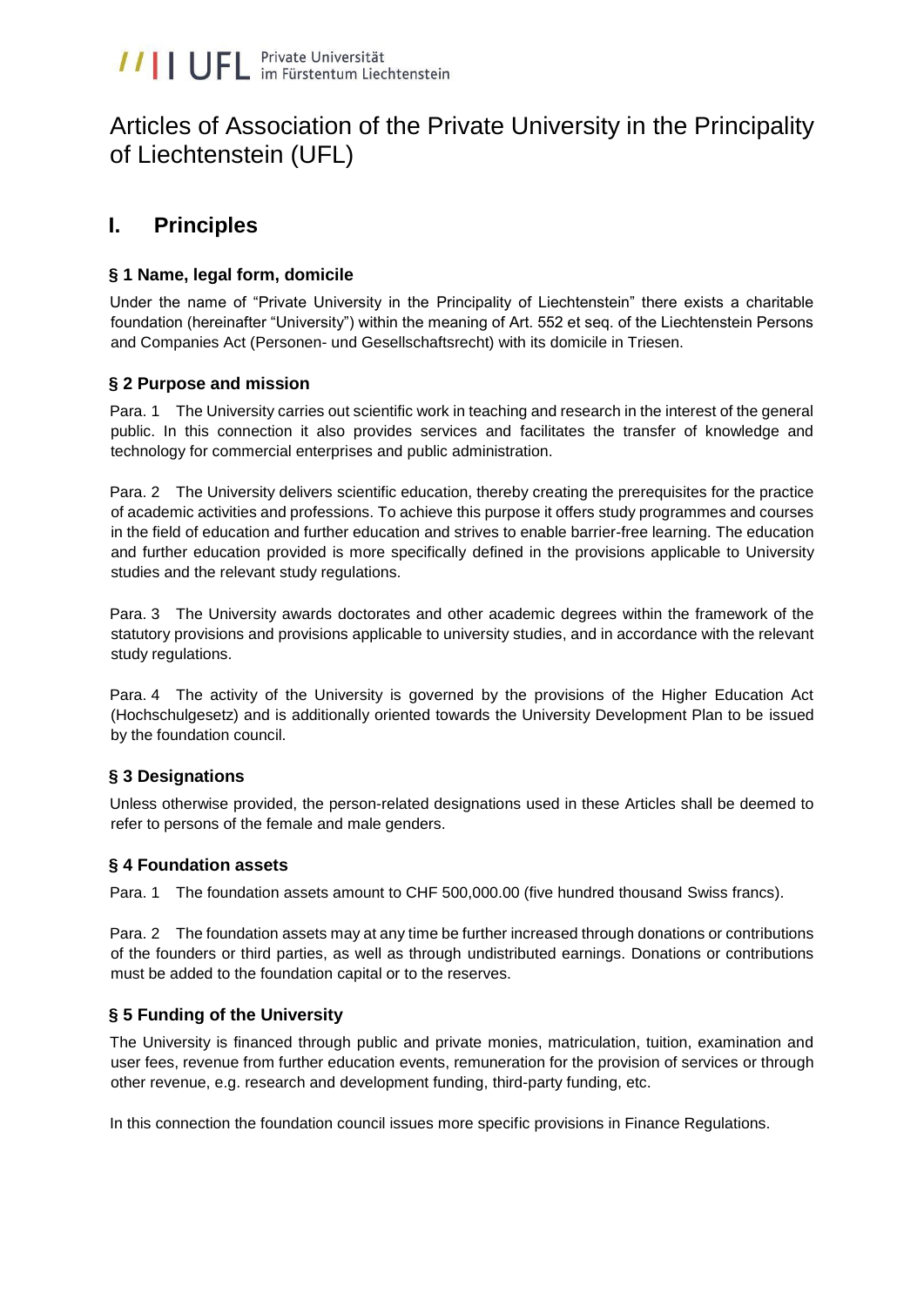# Articles of Association of the Private University in the Principality of Liechtenstein (UFL)

## I. Principles

### § 1 Name, legal form, domicile

Under the name of "Private University in the Principality of Liechtenstein" there exists a charitable foundation (hereinafter "University") within the meaning of Art. 552 et seq. of the Liechtenstein Persons and Companies Act (Personen- und Gesellschaftsrecht) with its domicile in Triesen.

### § 2 Purpose and mission

Para. 1 The University carries out scientific work in teaching and research in the interest of the general public. In this connection it also provides services and facilitates the transfer of knowledge and technology for commercial enterprises and public administration.

Para. 2 The University delivers scientific education, thereby creating the prerequisites for the practice of academic activities and professions. To achieve this purpose it offers study programmes and courses in the field of education and further education and strives to enable barrier-free learning. The education and further education provided is more specifically defined in the provisions applicable to University studies and the relevant study regulations.

Para. 3 The University awards doctorates and other academic degrees within the framework of the statutory provisions and provisions applicable to university studies, and in accordance with the relevant study regulations.

Para. 4 The activity of the University is governed by the provisions of the Higher Education Act (Hochschulgesetz) and is additionally oriented towards the University Development Plan to be issued by the foundation council.

### § 3 Designations

Unless otherwise provided, the person-related designations used in these Articles shall be deemed to refer to persons of the female and male genders.

### § 4 Foundation assets

Para. 1 The foundation assets amount to CHF 500,000.00 (five hundred thousand Swiss francs).

Para. 2 The foundation assets may at any time be further increased through donations or contributions of the founders or third parties, as well as through undistributed earnings. Donations or contributions must be added to the foundation capital or to the reserves.

### § 5 Funding of the University

The University is financed through public and private monies, matriculation, tuition, examination and user fees, revenue from further education events, remuneration for the provision of services or through other revenue, e.g. research and development funding, third-party funding, etc.

In this connection the foundation council issues more specific provisions in Finance Regulations.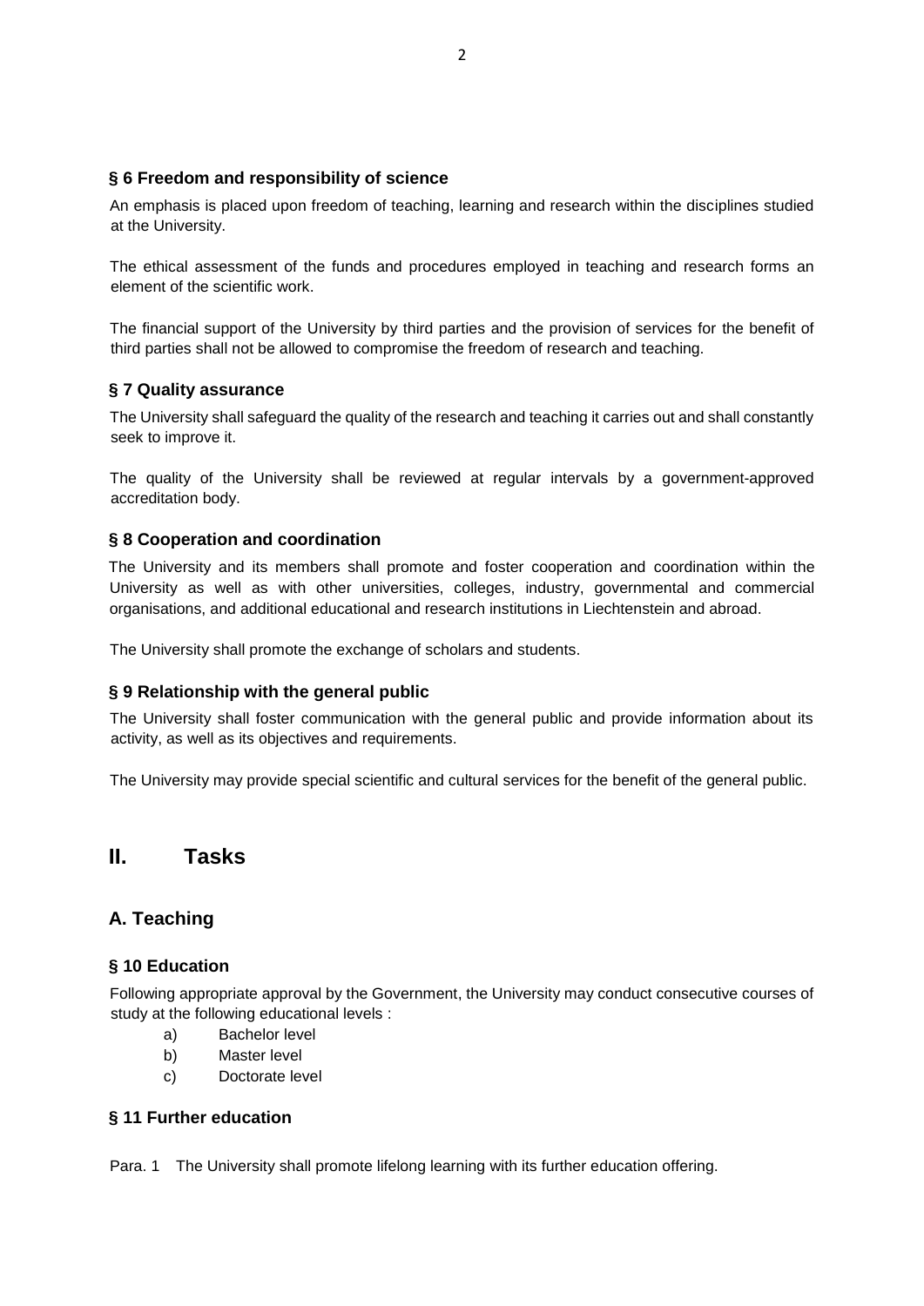### § 6 Freedom and responsibility of science

An emphasis is placed upon freedom of teaching, learning and research within the disciplines studied at the University.

The ethical assessment of the funds and procedures employed in teaching and research forms an element of the scientific work.

The financial support of the University by third parties and the provision of services for the benefit of third parties shall not be allowed to compromise the freedom of research and teaching.

### § 7 Quality assurance

The University shall safeguard the quality of the research and teaching it carries out and shall constantly seek to improve it.

The quality of the University shall be reviewed at regular intervals by a government-approved accreditation body.

### § 8 Cooperation and coordination

The University and its members shall promote and foster cooperation and coordination within the University as well as with other universities, colleges, industry, governmental and commercial organisations, and additional educational and research institutions in Liechtenstein and abroad.

The University shall promote the exchange of scholars and students.

### § 9 Relationship with the general public

The University shall foster communication with the general public and provide information about its activity, as well as its objectives and requirements.

The University may provide special scientific and cultural services for the benefit of the general public.

# II. Tasks

## A. Teaching

### § 10 Education

Following appropriate approval by the Government, the University may conduct consecutive courses of study at the following educational levels :

a) Bachelor level
b) Master level
c) Doctorate level

### § 11 Further education

Para. 1 The University shall promote lifelong learning with its further education offering.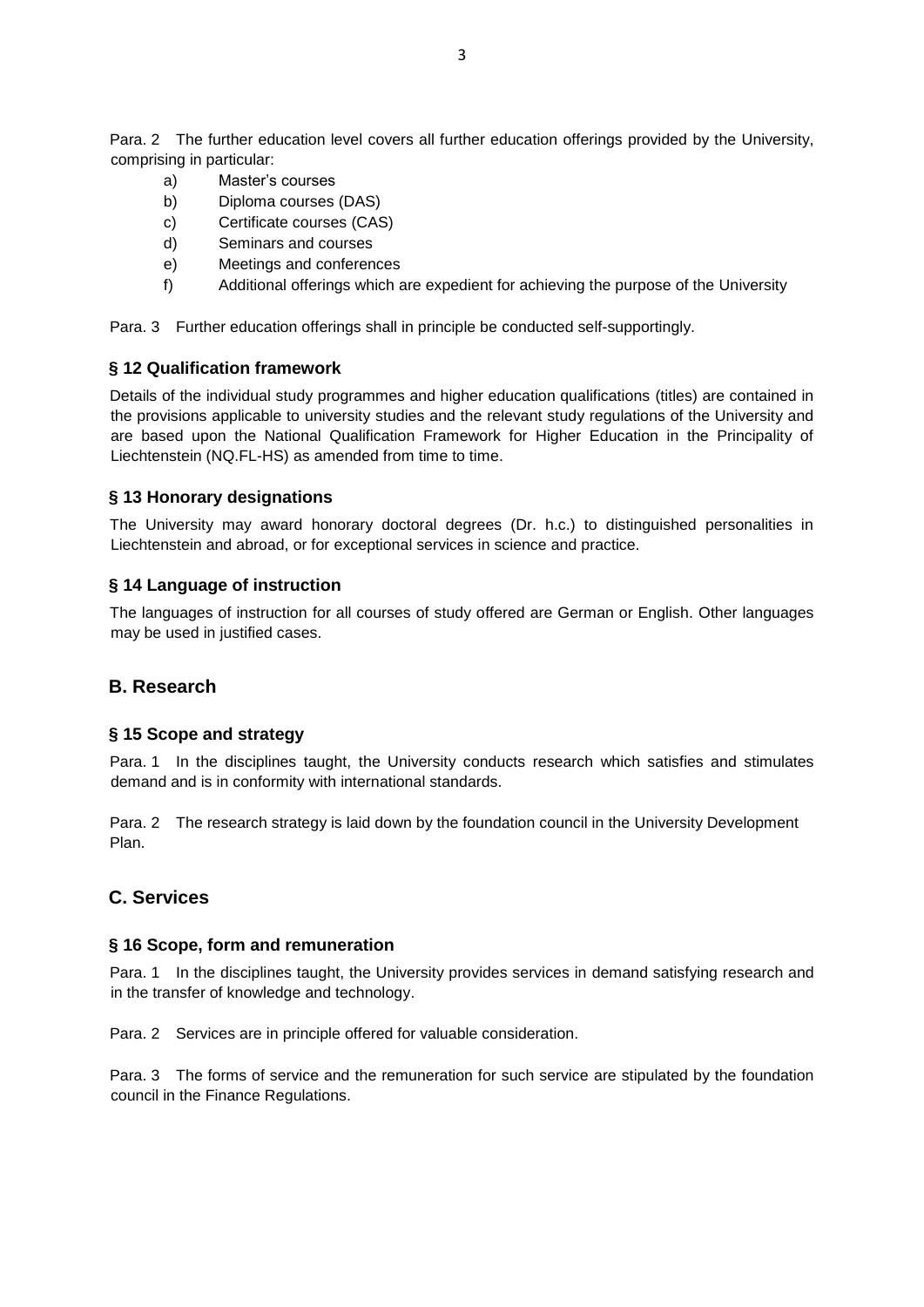Para. 2 The further education level covers all further education offerings provided by the University, comprising in particular:

a) Master's courses
b) Diploma courses (DAS)
c) Certificate courses (CAS)
d) Seminars and courses
e) Meetings and conferences
f) Additional offerings which are expedient for achieving the purpose of the University

Para. 3 Further education offerings shall in principle be conducted self-supportingly.

### § 12 Qualification framework

Details of the individual study programmes and higher education qualifications (titles) are contained in the provisions applicable to university studies and the relevant study regulations of the University and are based upon the National Qualification Framework for Higher Education in the Principality of Liechtenstein (NQ.FL-HS) as amended from time to time.

### § 13 Honorary designations

The University may award honorary doctoral degrees (Dr. h.c.) to distinguished personalities in Liechtenstein and abroad, or for exceptional services in science and practice.

### § 14 Language of instruction

The languages of instruction for all courses of study offered are German or English. Other languages may be used in justified cases.

## B. Research

### § 15 Scope and strategy

Para. 1 In the disciplines taught, the University conducts research which satisfies and stimulates demand and is in conformity with international standards.

Para. 2 The research strategy is laid down by the foundation council in the University Development Plan.

## C. Services

### § 16 Scope, form and remuneration

Para. 1 In the disciplines taught, the University provides services in demand satisfying research and in the transfer of knowledge and technology.

Para. 2 Services are in principle offered for valuable consideration.

Para. 3 The forms of service and the remuneration for such service are stipulated by the foundation council in the Finance Regulations.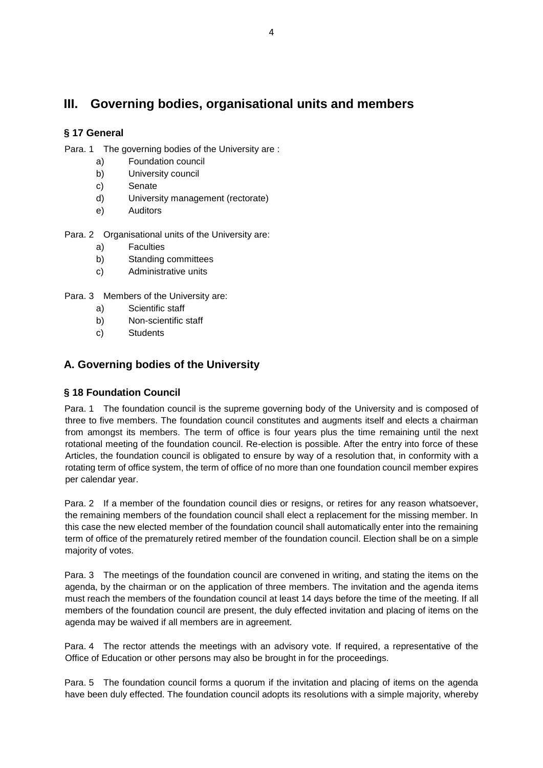# III. Governing bodies, organisational units and members

### § 17 General

Para. 1 The governing bodies of the University are :

a) Foundation council
b) University council
c) Senate
d) University management (rectorate)
e) Auditors

Para. 2 Organisational units of the University are:

a) Faculties
b) Standing committees
c) Administrative units

Para. 3 Members of the University are:

a) Scientific staff
b) Non-scientific staff
c) Students

## A. Governing bodies of the University

### § 18 Foundation Council

Para. 1 The foundation council is the supreme governing body of the University and is composed of three to five members. The foundation council constitutes and augments itself and elects a chairman from amongst its members. The term of office is four years plus the time remaining until the next rotational meeting of the foundation council. Re-election is possible. After the entry into force of these Articles, the foundation council is obligated to ensure by way of a resolution that, in conformity with a rotating term of office system, the term of office of no more than one foundation council member expires per calendar year.

Para. 2 If a member of the foundation council dies or resigns, or retires for any reason whatsoever, the remaining members of the foundation council shall elect a replacement for the missing member. In this case the new elected member of the foundation council shall automatically enter into the remaining term of office of the prematurely retired member of the foundation council. Election shall be on a simple majority of votes.

Para. 3 The meetings of the foundation council are convened in writing, and stating the items on the agenda, by the chairman or on the application of three members. The invitation and the agenda items must reach the members of the foundation council at least 14 days before the time of the meeting. If all members of the foundation council are present, the duly effected invitation and placing of items on the agenda may be waived if all members are in agreement.

Para. 4 The rector attends the meetings with an advisory vote. If required, a representative of the Office of Education or other persons may also be brought in for the proceedings.

Para. 5 The foundation council forms a quorum if the invitation and placing of items on the agenda have been duly effected. The foundation council adopts its resolutions with a simple majority, whereby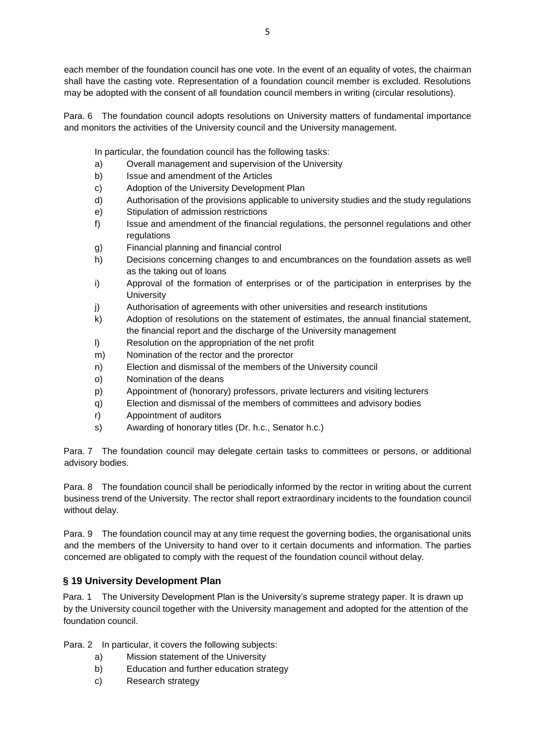each member of the foundation council has one vote. In the event of an equality of votes, the chairman shall have the casting vote. Representation of a foundation council member is excluded. Resolutions may be adopted with the consent of all foundation council members in writing (circular resolutions).

Para. 6 The foundation council adopts resolutions on University matters of fundamental importance and monitors the activities of the University council and the University management.

In particular, the foundation council has the following tasks:

a) Overall management and supervision of the University
b) Issue and amendment of the Articles
c) Adoption of the University Development Plan
d) Authorisation of the provisions applicable to university studies and the study regulations
e) Stipulation of admission restrictions
f) Issue and amendment of the financial regulations, the personnel regulations and other regulations
g) Financial planning and financial control
h) Decisions concerning changes to and encumbrances on the foundation assets as well as the taking out of loans
i) Approval of the formation of enterprises or of the participation in enterprises by the University
j) Authorisation of agreements with other universities and research institutions
k) Adoption of resolutions on the statement of estimates, the annual financial statement, the financial report and the discharge of the University management
l) Resolution on the appropriation of the net profit
m) Nomination of the rector and the prorector
n) Election and dismissal of the members of the University council
o) Nomination of the deans
p) Appointment of (honorary) professors, private lecturers and visiting lecturers
q) Election and dismissal of the members of committees and advisory bodies
r) Appointment of auditors
s) Awarding of honorary titles (Dr. h.c., Senator h.c.)

Para. 7 The foundation council may delegate certain tasks to committees or persons, or additional advisory bodies.

Para. 8 The foundation council shall be periodically informed by the rector in writing about the current business trend of the University. The rector shall report extraordinary incidents to the foundation council without delay.

Para. 9 The foundation council may at any time request the governing bodies, the organisational units and the members of the University to hand over to it certain documents and information. The parties concerned are obligated to comply with the request of the foundation council without delay.

## § 19 University Development Plan

Para. 1 The University Development Plan is the University's supreme strategy paper. It is drawn up by the University council together with the University management and adopted for the attention of the foundation council.

Para. 2 In particular, it covers the following subjects:

a) Mission statement of the University
b) Education and further education strategy
c) Research strategy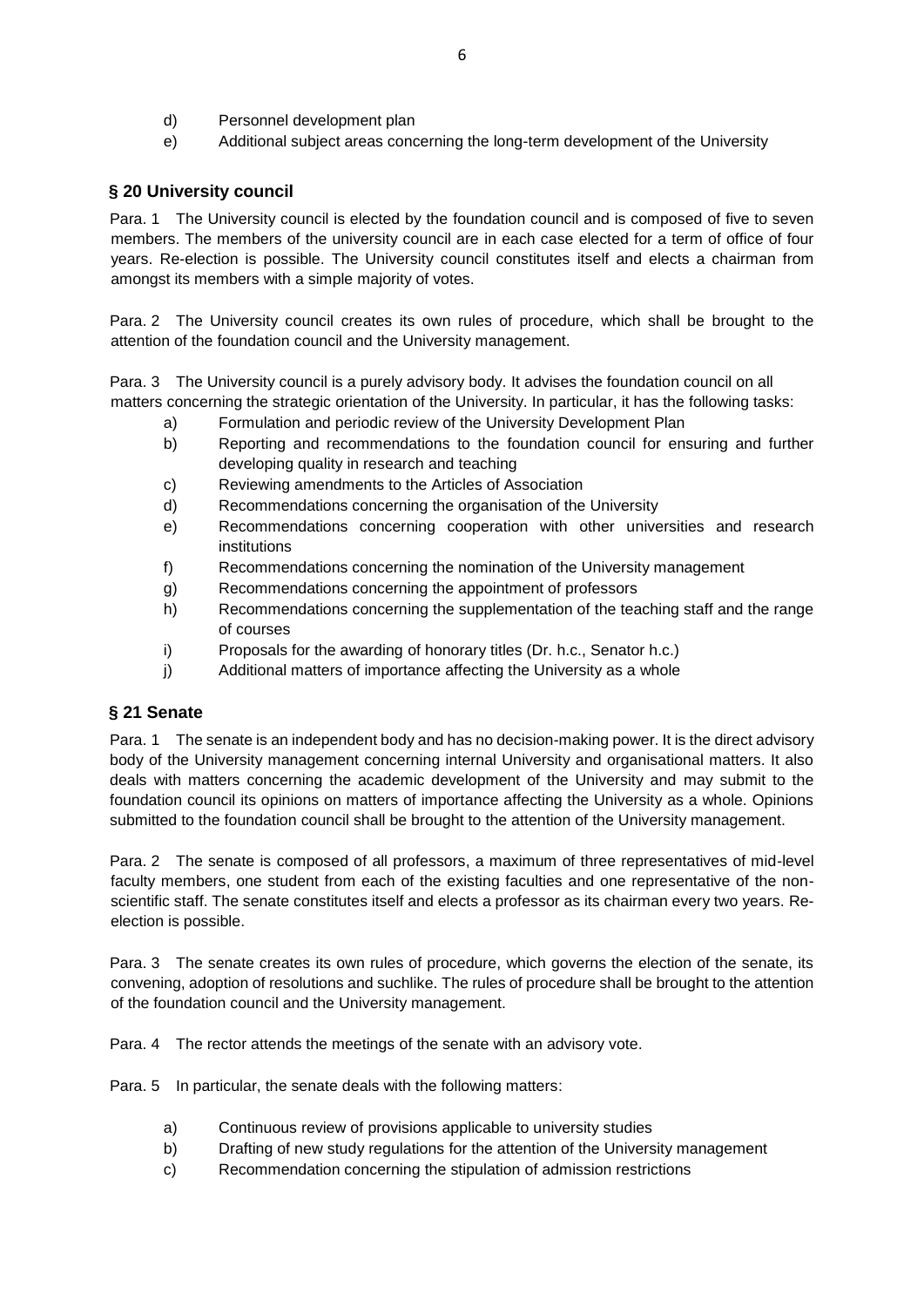d) Personnel development plan

e) Additional subject areas concerning the long-term development of the University

## § 20 University council

Para. 1 The University council is elected by the foundation council and is composed of five to seven members. The members of the university council are in each case elected for a term of office of four years. Re-election is possible. The University council constitutes itself and elects a chairman from amongst its members with a simple majority of votes.

Para. 2 The University council creates its own rules of procedure, which shall be brought to the attention of the foundation council and the University management.

Para. 3 The University council is a purely advisory body. It advises the foundation council on all matters concerning the strategic orientation of the University. In particular, it has the following tasks:

a) Formulation and periodic review of the University Development Plan

b) Reporting and recommendations to the foundation council for ensuring and further developing quality in research and teaching

c) Reviewing amendments to the Articles of Association

d) Recommendations concerning the organisation of the University

e) Recommendations concerning cooperation with other universities and research institutions

f) Recommendations concerning the nomination of the University management

g) Recommendations concerning the appointment of professors

h) Recommendations concerning the supplementation of the teaching staff and the range of courses

i) Proposals for the awarding of honorary titles (Dr. h.c., Senator h.c.)

j) Additional matters of importance affecting the University as a whole

## § 21 Senate

Para. 1 The senate is an independent body and has no decision-making power. It is the direct advisory body of the University management concerning internal University and organisational matters. It also deals with matters concerning the academic development of the University and may submit to the foundation council its opinions on matters of importance affecting the University as a whole. Opinions submitted to the foundation council shall be brought to the attention of the University management.

Para. 2 The senate is composed of all professors, a maximum of three representatives of mid-level faculty members, one student from each of the existing faculties and one representative of the non-scientific staff. The senate constitutes itself and elects a professor as its chairman every two years. Re-election is possible.

Para. 3 The senate creates its own rules of procedure, which governs the election of the senate, its convening, adoption of resolutions and suchlike. The rules of procedure shall be brought to the attention of the foundation council and the University management.

Para. 4 The rector attends the meetings of the senate with an advisory vote.

Para. 5 In particular, the senate deals with the following matters:

a) Continuous review of provisions applicable to university studies

b) Drafting of new study regulations for the attention of the University management

c) Recommendation concerning the stipulation of admission restrictions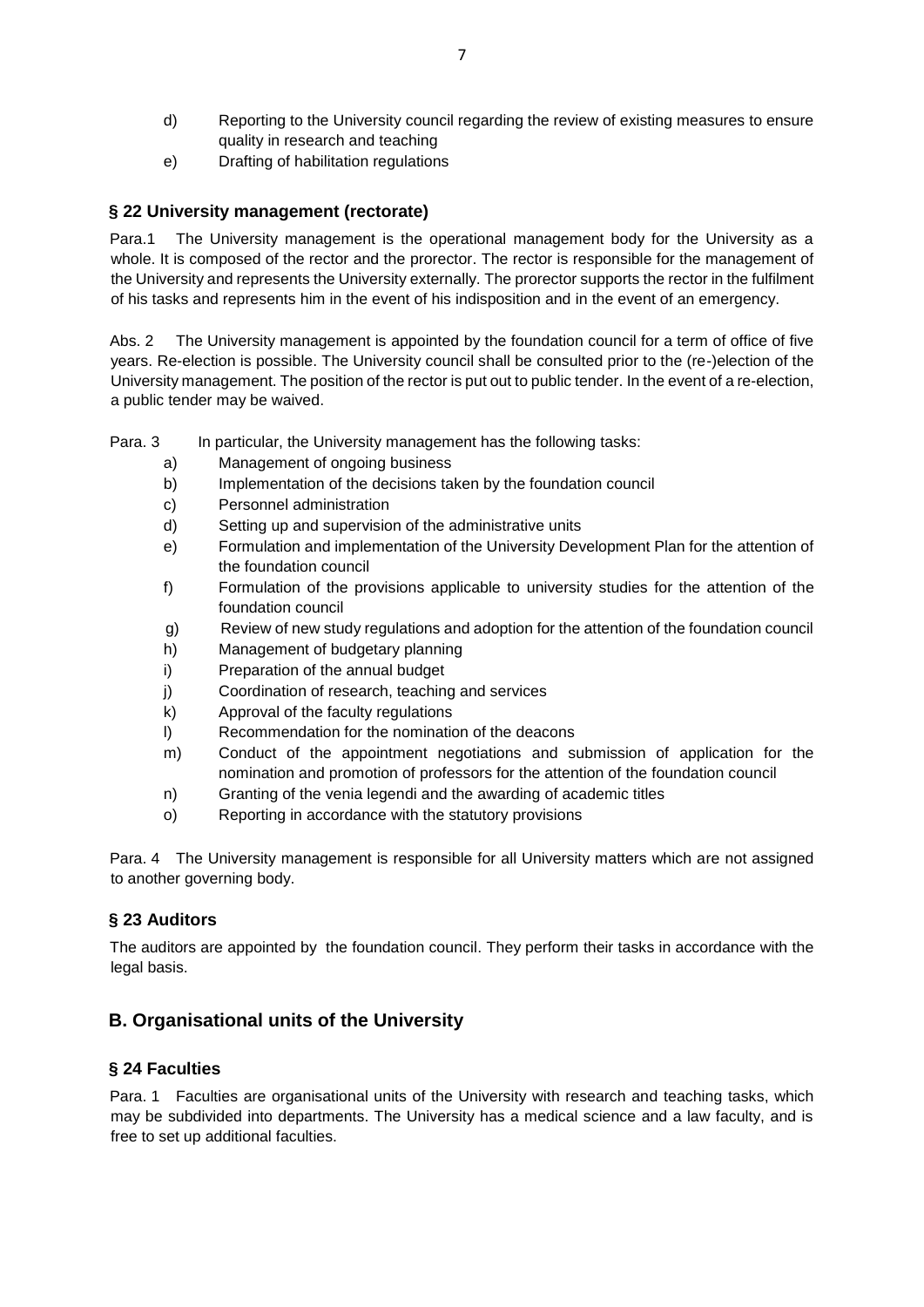d) Reporting to the University council regarding the review of existing measures to ensure quality in research and teaching

e) Drafting of habilitation regulations

### § 22 University management (rectorate)

Para.1 The University management is the operational management body for the University as a whole. It is composed of the rector and the prorector. The rector is responsible for the management of the University and represents the University externally. The prorector supports the rector in the fulfilment of his tasks and represents him in the event of his indisposition and in the event of an emergency.

Abs. 2 The University management is appointed by the foundation council for a term of office of five years. Re-election is possible. The University council shall be consulted prior to the (re-)election of the University management. The position of the rector is put out to public tender. In the event of a re-election, a public tender may be waived.

Para. 3 In particular, the University management has the following tasks:

a) Management of ongoing business
b) Implementation of the decisions taken by the foundation council
c) Personnel administration
d) Setting up and supervision of the administrative units
e) Formulation and implementation of the University Development Plan for the attention of the foundation council
f) Formulation of the provisions applicable to university studies for the attention of the foundation council
g) Review of new study regulations and adoption for the attention of the foundation council
h) Management of budgetary planning
i) Preparation of the annual budget
j) Coordination of research, teaching and services
k) Approval of the faculty regulations
l) Recommendation for the nomination of the deacons
m) Conduct of the appointment negotiations and submission of application for the nomination and promotion of professors for the attention of the foundation council
n) Granting of the venia legendi and the awarding of academic titles
o) Reporting in accordance with the statutory provisions

Para. 4 The University management is responsible for all University matters which are not assigned to another governing body.

### § 23 Auditors

The auditors are appointed by the foundation council. They perform their tasks in accordance with the legal basis.

## B. Organisational units of the University

### § 24 Faculties

Para. 1 Faculties are organisational units of the University with research and teaching tasks, which may be subdivided into departments. The University has a medical science and a law faculty, and is free to set up additional faculties.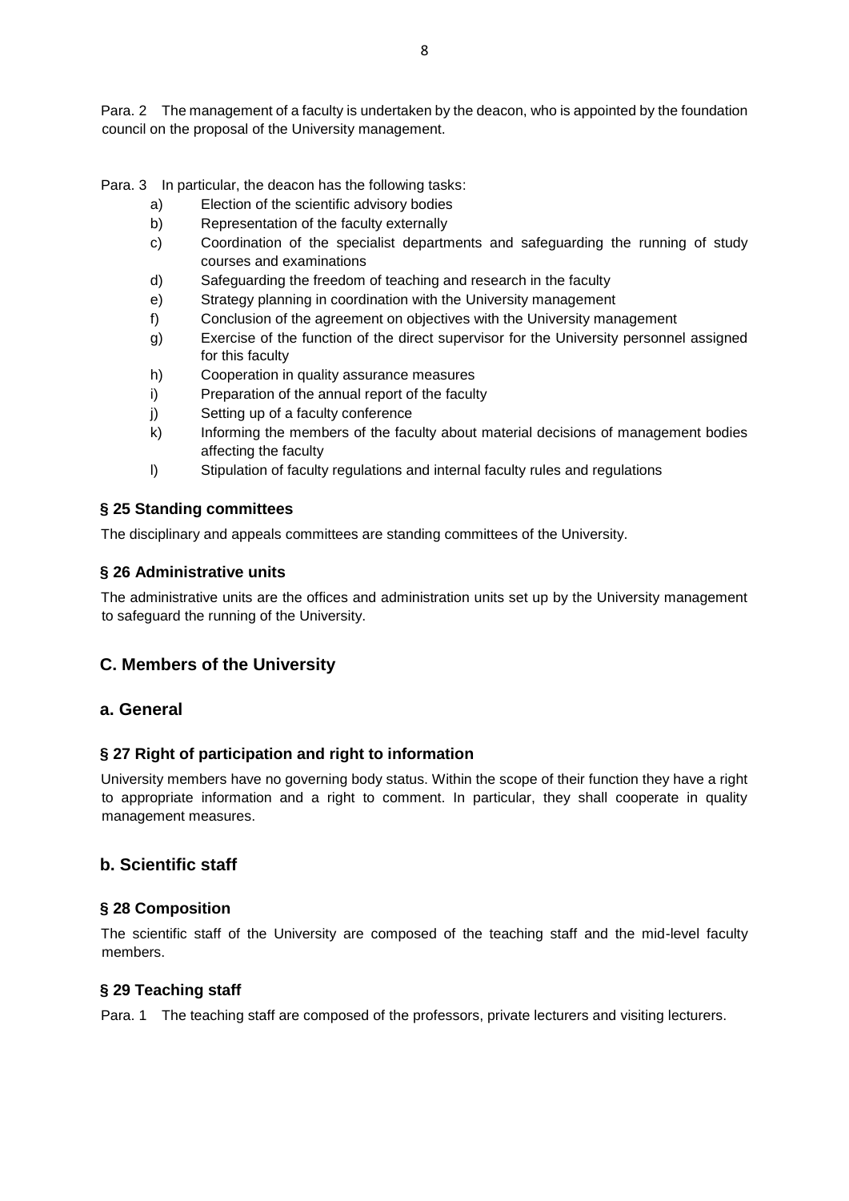Para. 2 The management of a faculty is undertaken by the deacon, who is appointed by the foundation council on the proposal of the University management.

Para. 3 In particular, the deacon has the following tasks:

a) Election of the scientific advisory bodies
b) Representation of the faculty externally
c) Coordination of the specialist departments and safeguarding the running of study courses and examinations
d) Safeguarding the freedom of teaching and research in the faculty
e) Strategy planning in coordination with the University management
f) Conclusion of the agreement on objectives with the University management
g) Exercise of the function of the direct supervisor for the University personnel assigned for this faculty
h) Cooperation in quality assurance measures
i) Preparation of the annual report of the faculty
j) Setting up of a faculty conference
k) Informing the members of the faculty about material decisions of management bodies affecting the faculty
l) Stipulation of faculty regulations and internal faculty rules and regulations

### § 25 Standing committees

The disciplinary and appeals committees are standing committees of the University.

### § 26 Administrative units

The administrative units are the offices and administration units set up by the University management to safeguard the running of the University.

## C. Members of the University

## a. General

### § 27 Right of participation and right to information

University members have no governing body status. Within the scope of their function they have a right to appropriate information and a right to comment. In particular, they shall cooperate in quality management measures.

## b. Scientific staff

### § 28 Composition

The scientific staff of the University are composed of the teaching staff and the mid-level faculty members.

### § 29 Teaching staff

Para. 1 The teaching staff are composed of the professors, private lecturers and visiting lecturers.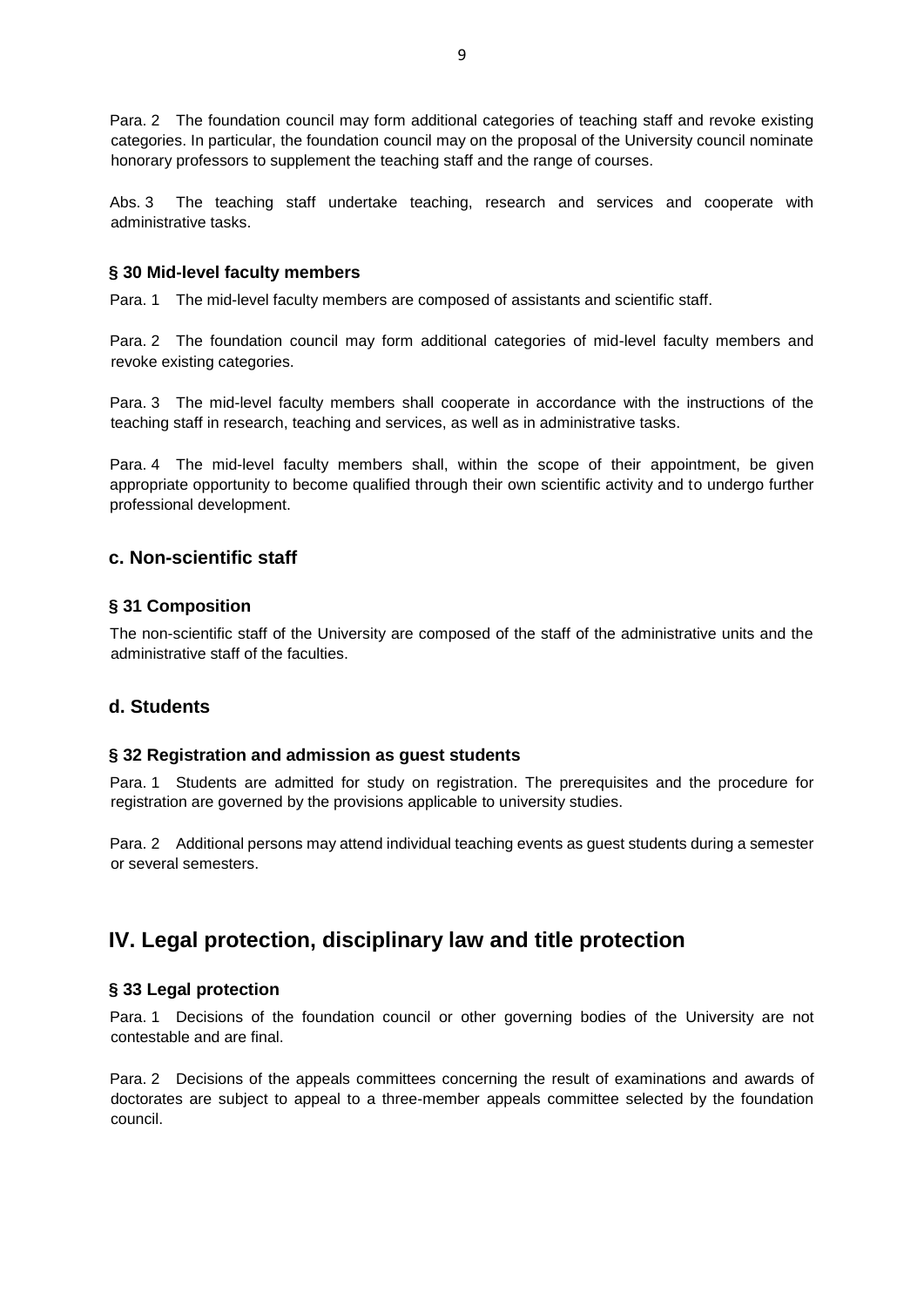Para. 2 The foundation council may form additional categories of teaching staff and revoke existing categories. In particular, the foundation council may on the proposal of the University council nominate honorary professors to supplement the teaching staff and the range of courses.

Abs. 3 The teaching staff undertake teaching, research and services and cooperate with administrative tasks.

### § 30 Mid-level faculty members

Para. 1 The mid-level faculty members are composed of assistants and scientific staff.

Para. 2 The foundation council may form additional categories of mid-level faculty members and revoke existing categories.

Para. 3 The mid-level faculty members shall cooperate in accordance with the instructions of the teaching staff in research, teaching and services, as well as in administrative tasks.

Para. 4 The mid-level faculty members shall, within the scope of their appointment, be given appropriate opportunity to become qualified through their own scientific activity and to undergo further professional development.

## c. Non-scientific staff

### § 31 Composition

The non-scientific staff of the University are composed of the staff of the administrative units and the administrative staff of the faculties.

## d. Students

### § 32 Registration and admission as guest students

Para. 1 Students are admitted for study on registration. The prerequisites and the procedure for registration are governed by the provisions applicable to university studies.

Para. 2 Additional persons may attend individual teaching events as guest students during a semester or several semesters.

# IV. Legal protection, disciplinary law and title protection

### § 33 Legal protection

Para. 1 Decisions of the foundation council or other governing bodies of the University are not contestable and are final.

Para. 2 Decisions of the appeals committees concerning the result of examinations and awards of doctorates are subject to appeal to a three-member appeals committee selected by the foundation council.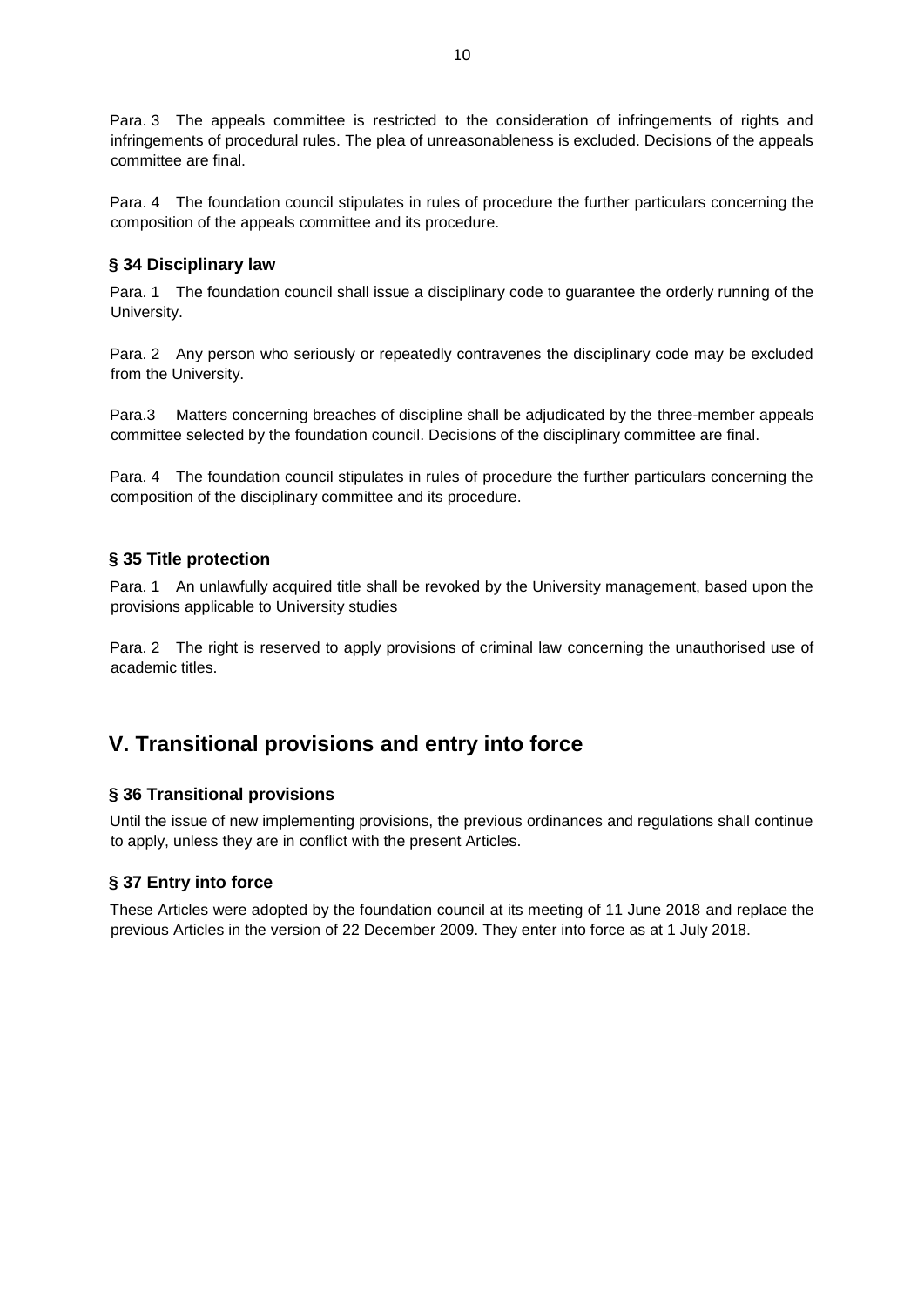Para. 3 The appeals committee is restricted to the consideration of infringements of rights and infringements of procedural rules. The plea of unreasonableness is excluded. Decisions of the appeals committee are final.

Para. 4 The foundation council stipulates in rules of procedure the further particulars concerning the composition of the appeals committee and its procedure.

### § 34 Disciplinary law

Para. 1 The foundation council shall issue a disciplinary code to guarantee the orderly running of the University.

Para. 2 Any person who seriously or repeatedly contravenes the disciplinary code may be excluded from the University.

Para.3 Matters concerning breaches of discipline shall be adjudicated by the three-member appeals committee selected by the foundation council. Decisions of the disciplinary committee are final.

Para. 4 The foundation council stipulates in rules of procedure the further particulars concerning the composition of the disciplinary committee and its procedure.

### § 35 Title protection

Para. 1 An unlawfully acquired title shall be revoked by the University management, based upon the provisions applicable to University studies

Para. 2 The right is reserved to apply provisions of criminal law concerning the unauthorised use of academic titles.

## V. Transitional provisions and entry into force

### § 36 Transitional provisions

Until the issue of new implementing provisions, the previous ordinances and regulations shall continue to apply, unless they are in conflict with the present Articles.

### § 37 Entry into force

These Articles were adopted by the foundation council at its meeting of 11 June 2018 and replace the previous Articles in the version of 22 December 2009. They enter into force as at 1 July 2018.